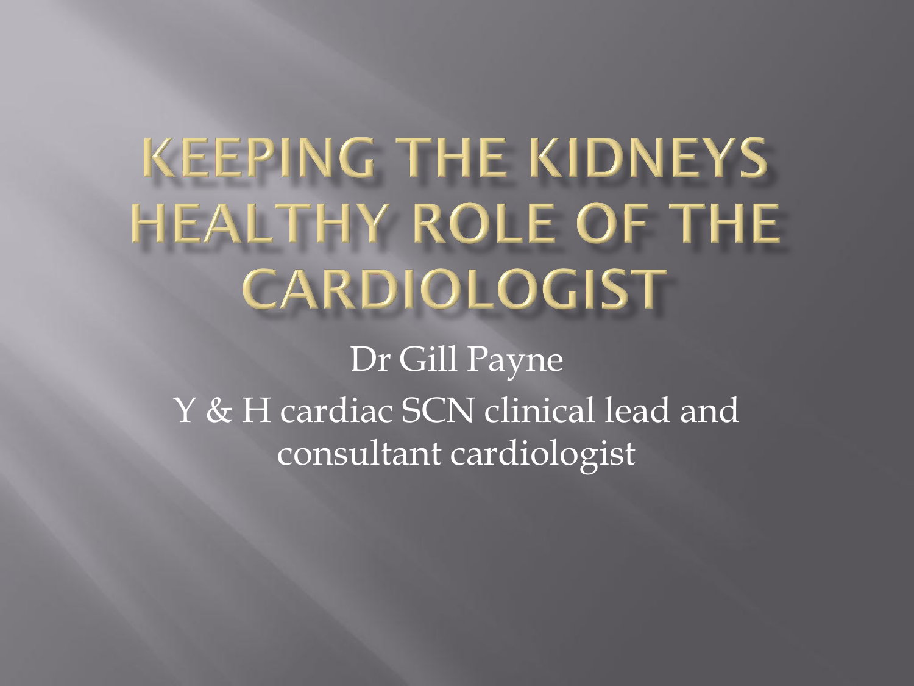# Keeping the Kidneys Healthy Role of the Cardiologist

Dr Gill Payne

Y & H cardiac SCN clinical lead and consultant cardiologist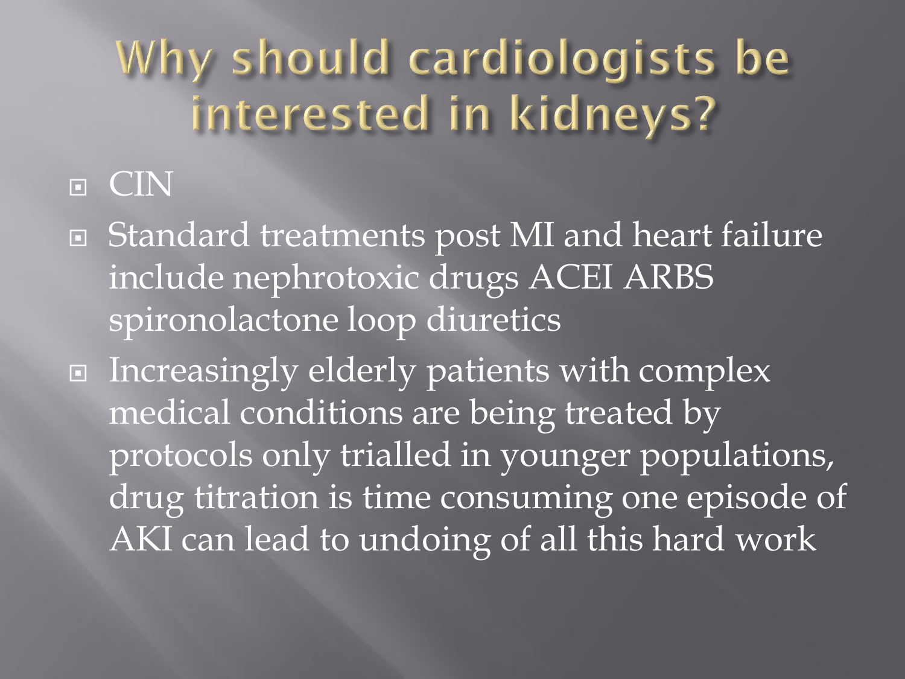# Why should cardiologists be interested in kidneys?

- CIN
- Standard treatments post MI and heart failure include nephrotoxic drugs ACEI ARBS spironolactone loop diuretics
- Increasingly elderly patients with complex medical conditions are being treated by protocols only trialled in younger populations, drug titration is time consuming one episode of AKI can lead to undoing of all this hard work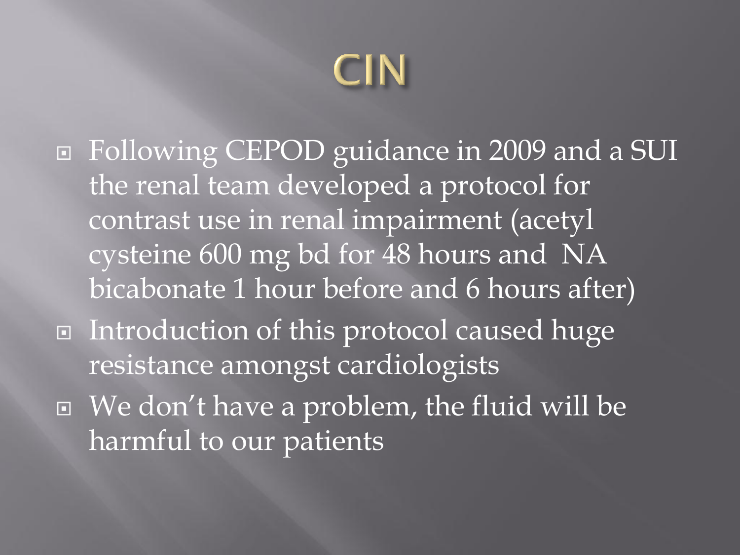# CIN

- Following CEPOD guidance in 2009 and a SUI the renal team developed a protocol for contrast use in renal impairment (acetyl cysteine 600 mg bd for 48 hours and NA bicabonate 1 hour before and 6 hours after)
- Introduction of this protocol caused huge resistance amongst cardiologists
- We don't have a problem, the fluid will be harmful to our patients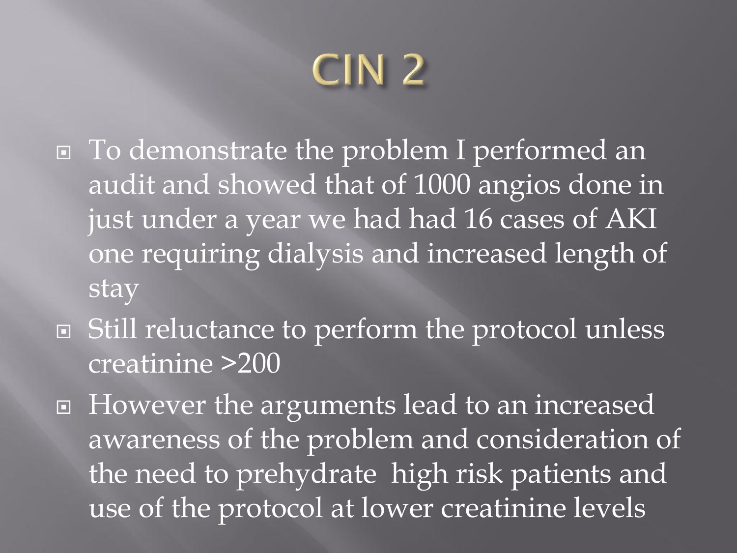# CIN 2

- To demonstrate the problem I performed an audit and showed that of 1000 angios done in just under a year we had had 16 cases of AKI one requiring dialysis and increased length of stay
- Still reluctance to perform the protocol unless creatinine >200
- However the arguments lead to an increased awareness of the problem and consideration of the need to prehydrate  high risk patients and use of the protocol at lower creatinine levels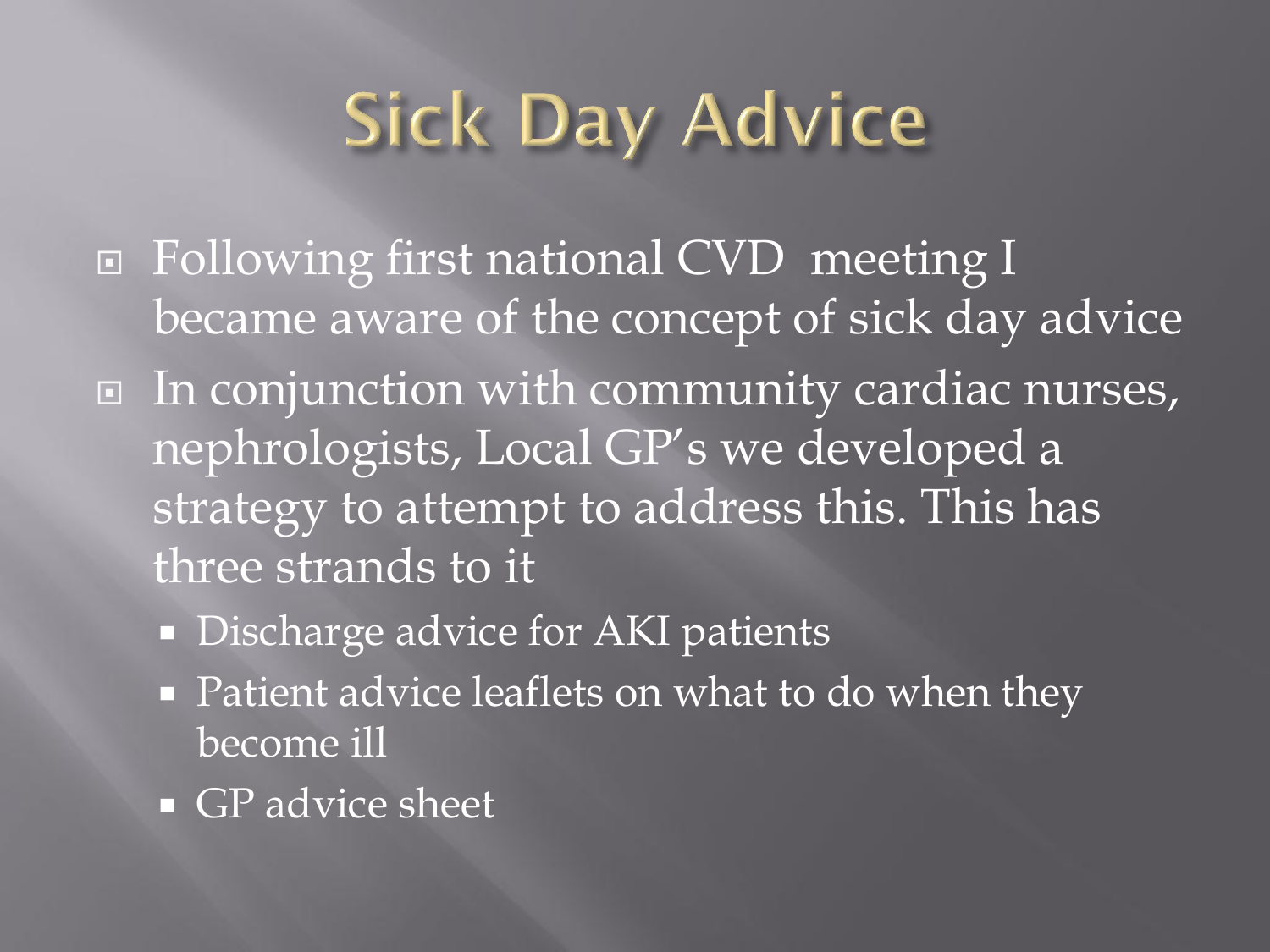# Sick Day Advice

- Following first national CVD meeting I became aware of the concept of sick day advice
- In conjunction with community cardiac nurses, nephrologists, Local GP's we developed a strategy to attempt to address this. This has three strands to it
  - Discharge advice for AKI patients
  - Patient advice leaflets on what to do when they become ill
  - GP advice sheet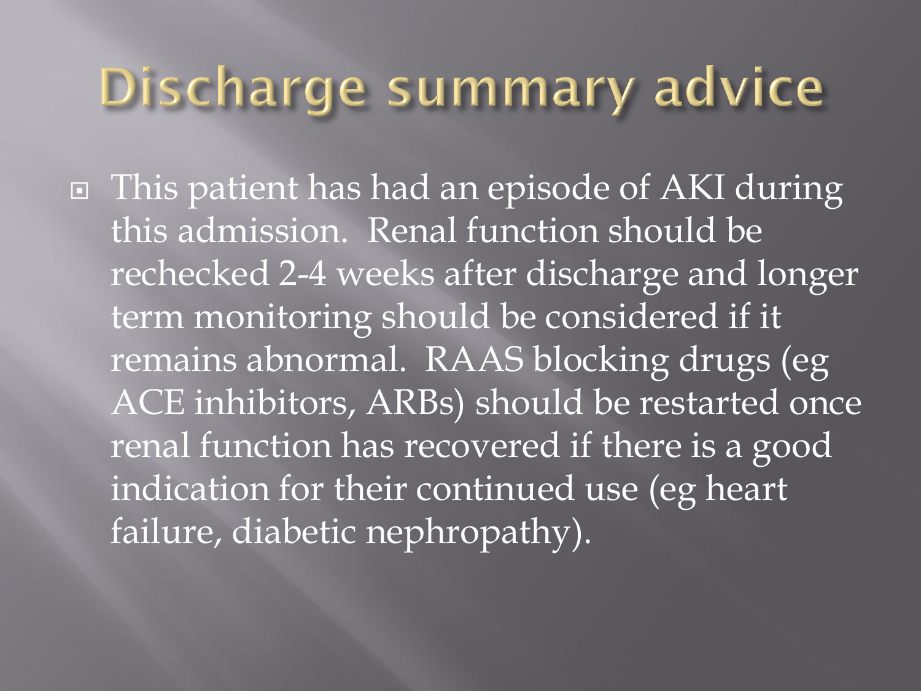# Discharge summary advice

- This patient has had an episode of AKI during this admission. Renal function should be rechecked 2-4 weeks after discharge and longer term monitoring should be considered if it remains abnormal. RAAS blocking drugs (eg ACE inhibitors, ARBs) should be restarted once renal function has recovered if there is a good indication for their continued use (eg heart failure, diabetic nephropathy).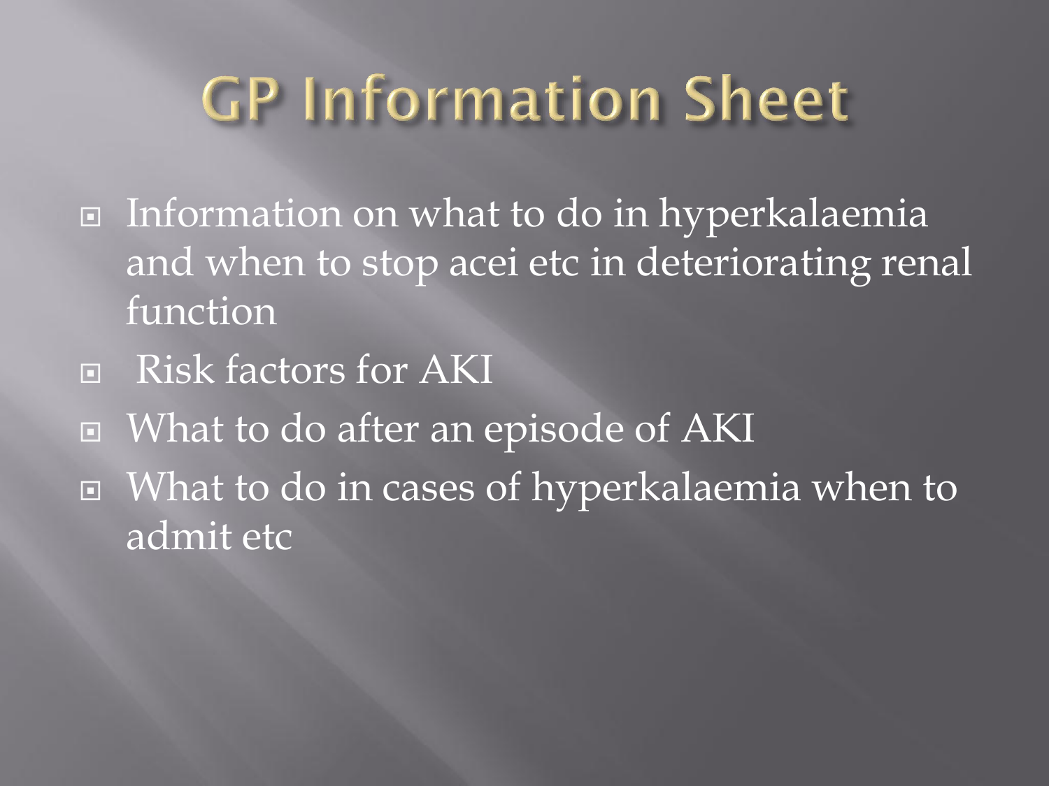# GP Information Sheet

- Information on what to do in hyperkalaemia and when to stop acei etc in deteriorating renal function
- Risk factors for AKI
- What to do after an episode of AKI
- What to do in cases of hyperkalaemia when to admit etc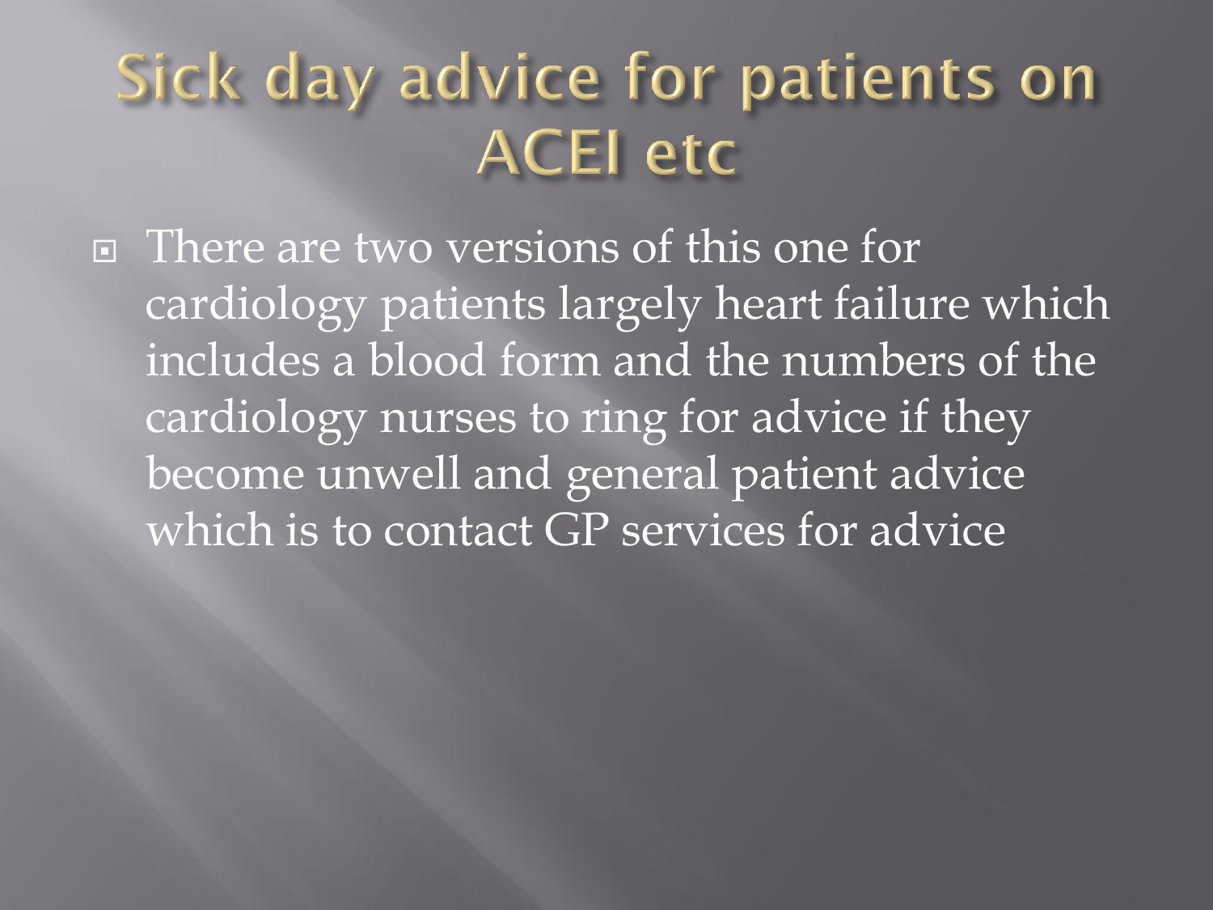# Sick day advice for patients on ACEI etc

- There are two versions of this one for cardiology patients largely heart failure which includes a blood form and the numbers of the cardiology nurses to ring for advice if they become unwell and general patient advice which is to contact GP services for advice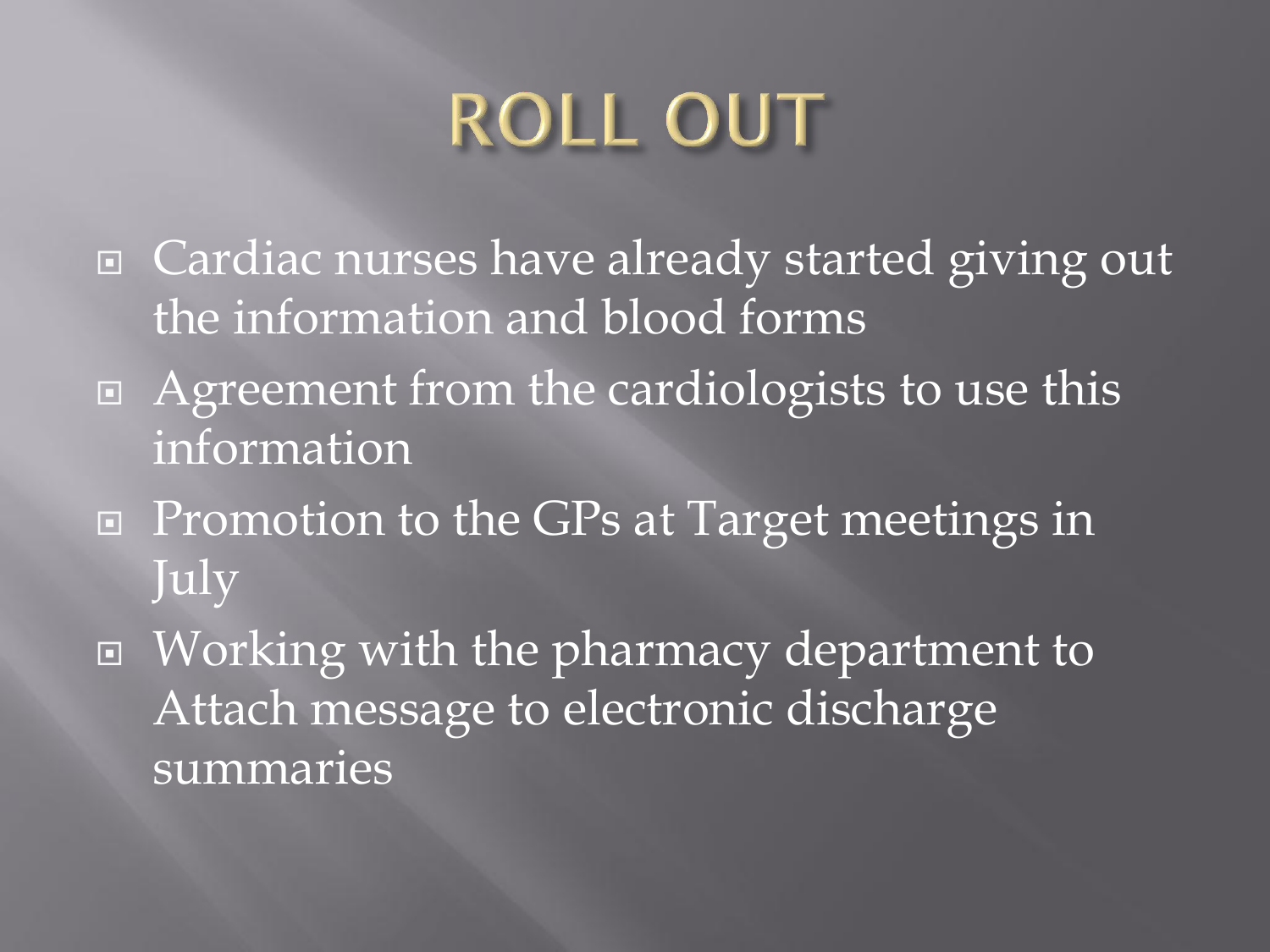# ROLL OUT

- Cardiac nurses have already started giving out the information and blood forms
- Agreement from the cardiologists to use this information
- Promotion to the GPs at Target meetings in July
- Working with the pharmacy department to Attach message to electronic discharge summaries